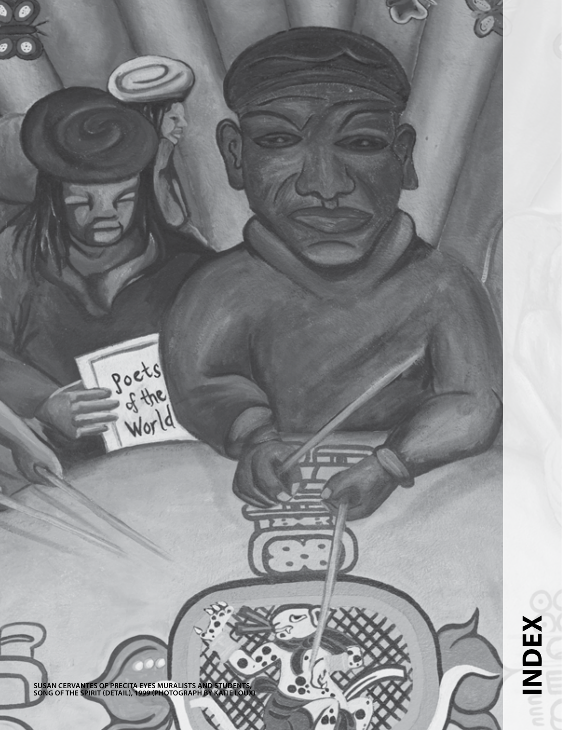# INDEX

SUSAN CERVANTES OF PRECITA EYES MURALISTS AND STUDENTS, SONG OF THE SPIRIT (DETAIL), 1999 (PHOTOGRAPH BY KATIE LOUX)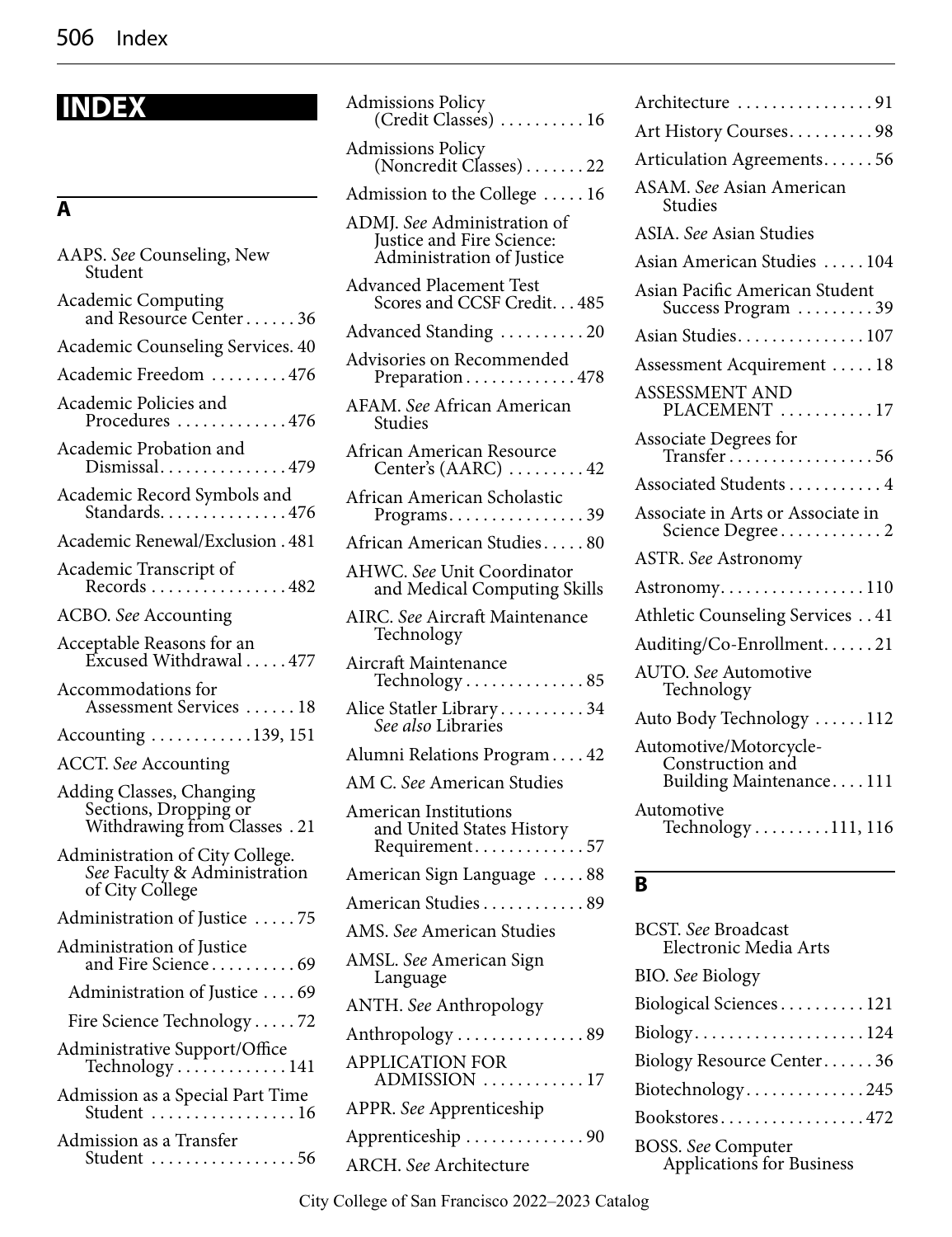# INDEX

## A

AAPS. *See* Counseling, New Student

Academic Computing and Resource Center . . . . . . 36

Academic Counseling Services. 40

Academic Freedom . . . . . . . . . 476

Academic Policies and Procedures . . . . . . . . . . . . . 476

Academic Probation and Dismissal . . . . . . . . . . . . . . . 479

Academic Record Symbols and Standards . . . . . . . . . . . . . . . 476

Academic Renewal/Exclusion . 481

Academic Transcript of Records . . . . . . . . . . . . . . . . 482

ACBO. *See* Accounting

Acceptable Reasons for an Excused Withdrawal . . . . . 477

Accommodations for Assessment Services . . . . . . 18

Accounting . . . . . . . . . . . . 139, 151

ACCT. *See* Accounting

Adding Classes, Changing Sections, Dropping or Withdrawing from Classes . 21

Administration of City College. *See* Faculty & Administration of City College

Administration of Justice . . . . . 75

Administration of Justice and Fire Science . . . . . . . . . . 69

- Administration of Justice . . . . 69
- Fire Science Technology . . . . . 72

Administrative Support/Office Technology . . . . . . . . . . . . . 141

Admission as a Special Part Time Student . . . . . . . . . . . . . . . . . 16

Admission as a Transfer Student . . . . . . . . . . . . . . . . . 56

Admissions Policy (Credit Classes) . . . . . . . . . . 16

Admissions Policy (Noncredit Classes) . . . . . . . 22

Admission to the College . . . . . 16

ADMJ. *See* Administration of Justice and Fire Science: Administration of Justice

Advanced Placement Test Scores and CCSF Credit. . . 485

Advanced Standing . . . . . . . . . . 20

Advisories on Recommended Preparation . . . . . . . . . . . . . 478

AFAM. *See* African American Studies

African American Resource Center's (AARC) . . . . . . . . . 42

African American Scholastic Programs . . . . . . . . . . . . . . . . 39

African American Studies . . . . . 80

AHWC. *See* Unit Coordinator and Medical Computing Skills

AIRC. *See* Aircraft Maintenance Technology

Aircraft Maintenance Technology . . . . . . . . . . . . . . 85

Alice Statler Library . . . . . . . . . . 34
*See also* Libraries

Alumni Relations Program . . . . 42

AM C. *See* American Studies

American Institutions and United States History Requirement . . . . . . . . . . . . . 57

American Sign Language . . . . . 88

American Studies . . . . . . . . . . . . 89

AMS. *See* American Studies

AMSL. *See* American Sign Language

ANTH. *See* Anthropology

Anthropology . . . . . . . . . . . . . . . 89

APPLICATION FOR ADMISSION . . . . . . . . . . . . 17

APPR. *See* Apprenticeship

Apprenticeship . . . . . . . . . . . . . 90

ARCH. *See* Architecture

Architecture . . . . . . . . . . . . . . . . 91

Art History Courses . . . . . . . . . . 98

Articulation Agreements . . . . . . 56

ASAM. *See* Asian American Studies

ASIA. *See* Asian Studies

Asian American Studies . . . . . 104

Asian Pacific American Student Success Program . . . . . . . . . 39

Asian Studies . . . . . . . . . . . . . . . 107

Assessment Acquirement . . . . . 18

ASSESSMENT AND PLACEMENT . . . . . . . . . . . 17

Associate Degrees for Transfer . . . . . . . . . . . . . . . . . 56

Associated Students . . . . . . . . . . . 4

Associate in Arts or Associate in Science Degree . . . . . . . . . . . . 2

ASTR. *See* Astronomy

Astronomy . . . . . . . . . . . . . . . . . 110

Athletic Counseling Services . . 41

Auditing/Co-Enrollment . . . . . . 21

AUTO. *See* Automotive Technology

Auto Body Technology . . . . . . 112

Automotive/Motorcycle-Construction and Building Maintenance . . . . 111

Automotive Technology . . . . . . . . . 111, 116

## B

BCST. *See* Broadcast Electronic Media Arts

BIO. *See* Biology

Biological Sciences . . . . . . . . . . 121

Biology . . . . . . . . . . . . . . . . . . . . 124

Biology Resource Center . . . . . . 36

Biotechnology . . . . . . . . . . . . . . 245

Bookstores . . . . . . . . . . . . . . . . . 472

BOSS. *See* Computer Applications for Business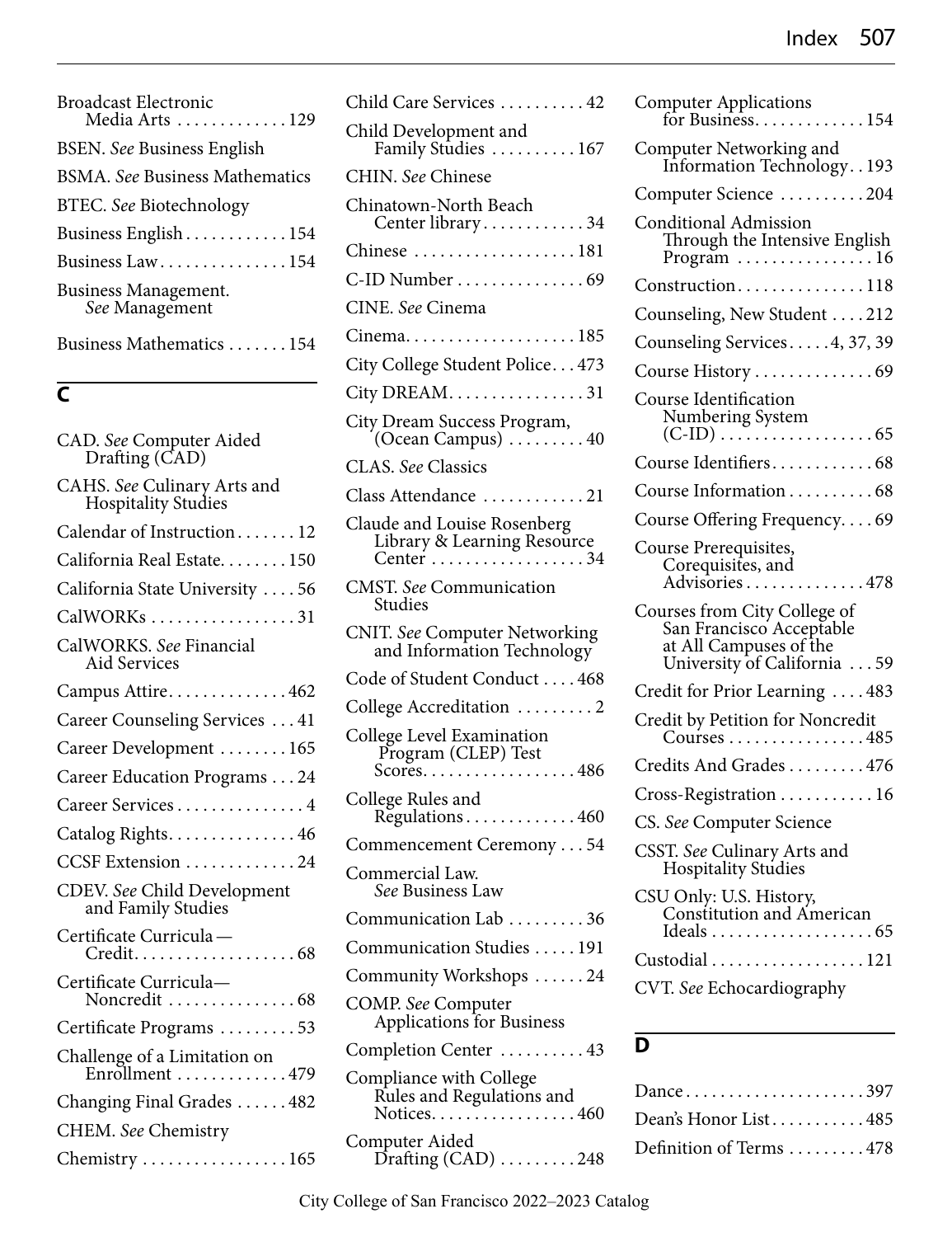Broadcast Electronic Media Arts . . . . . . . . . . . . . 129

BSEN. *See* Business English

BSMA. *See* Business Mathematics

BTEC. *See* Biotechnology

Business English . . . . . . . . . . . . 154

Business Law . . . . . . . . . . . . . . . 154

Business Management. *See* Management

Business Mathematics . . . . . . . 154

## C

CAD. *See* Computer Aided Drafting (CAD)

CAHS. *See* Culinary Arts and Hospitality Studies

Calendar of Instruction . . . . . . . 12

California Real Estate. . . . . . . . 150

California State University . . . . 56

CalWORKs . . . . . . . . . . . . . . . . . 31

CalWORKS. *See* Financial Aid Services

Campus Attire . . . . . . . . . . . . . . 462

Career Counseling Services . . . 41

Career Development . . . . . . . . 165

Career Education Programs . . . 24

Career Services . . . . . . . . . . . . . . . 4

Catalog Rights. . . . . . . . . . . . . . . 46

CCSF Extension . . . . . . . . . . . . . 24

CDEV. *See* Child Development and Family Studies

Certificate Curricula— Credit. . . . . . . . . . . . . . . . . . . 68

Certificate Curricula— Noncredit . . . . . . . . . . . . . . . 68

Certificate Programs . . . . . . . . . 53

Challenge of a Limitation on Enrollment . . . . . . . . . . . . . 479

Changing Final Grades . . . . . . 482

CHEM. *See* Chemistry

Chemistry . . . . . . . . . . . . . . . . . 165

Child Care Services . . . . . . . . . . 42

Child Development and Family Studies . . . . . . . . . . 167

CHIN. *See* Chinese

Chinatown-North Beach Center library . . . . . . . . . . . . 34

Chinese . . . . . . . . . . . . . . . . . . . 181

C-ID Number . . . . . . . . . . . . . . . 69

CINE. *See* Cinema

Cinema. . . . . . . . . . . . . . . . . . . . 185

City College Student Police. . . 473

City DREAM. . . . . . . . . . . . . . . . 31

City Dream Success Program, (Ocean Campus) . . . . . . . . . 40

CLAS. *See* Classics

Class Attendance . . . . . . . . . . . . 21

Claude and Louise Rosenberg Library & Learning Resource Center . . . . . . . . . . . . . . . . . . 34

CMST. *See* Communication Studies

CNIT. *See* Computer Networking and Information Technology

Code of Student Conduct . . . . 468

College Accreditation . . . . . . . . . 2

College Level Examination Program (CLEP) Test Scores. . . . . . . . . . . . . . . . . . 486

College Rules and Regulations . . . . . . . . . . . . . 460

Commencement Ceremony . . . 54

Commercial Law. *See* Business Law

Communication Lab . . . . . . . . . 36

Communication Studies . . . . . 191

Community Workshops . . . . . . 24

COMP. *See* Computer Applications for Business

Completion Center . . . . . . . . . . 43

Compliance with College Rules and Regulations and Notices. . . . . . . . . . . . . . . . . 460

Computer Aided Drafting (CAD) . . . . . . . . . 248

Computer Applications for Business. . . . . . . . . . . . . 154

Computer Networking and Information Technology . . 193

Computer Science . . . . . . . . . . 204

Conditional Admission Through the Intensive English Program . . . . . . . . . . . . . . . . 16

Construction . . . . . . . . . . . . . . . 118

Counseling, New Student . . . . 212

Counseling Services . . . . . 4, 37, 39

Course History . . . . . . . . . . . . . . 69

Course Identification Numbering System (C-ID) . . . . . . . . . . . . . . . . . . 65

Course Identifiers . . . . . . . . . . . . 68

Course Information . . . . . . . . . . 68

Course Offering Frequency. . . . 69

Course Prerequisites, Corequisites, and Advisories . . . . . . . . . . . . . . 478

Courses from City College of San Francisco Acceptable at All Campuses of the University of California . . . 59

Credit for Prior Learning . . . . 483

Credit by Petition for Noncredit Courses . . . . . . . . . . . . . . . . 485

Credits And Grades . . . . . . . . . 476

Cross-Registration . . . . . . . . . . . 16

CS. *See* Computer Science

CSST. *See* Culinary Arts and Hospitality Studies

CSU Only: U.S. History, Constitution and American Ideals . . . . . . . . . . . . . . . . . . . 65

Custodial . . . . . . . . . . . . . . . . . . 121

CVT. *See* Echocardiography

## D

Dance . . . . . . . . . . . . . . . . . . . . . 397

Dean's Honor List . . . . . . . . . . . 485

Definition of Terms . . . . . . . . . 478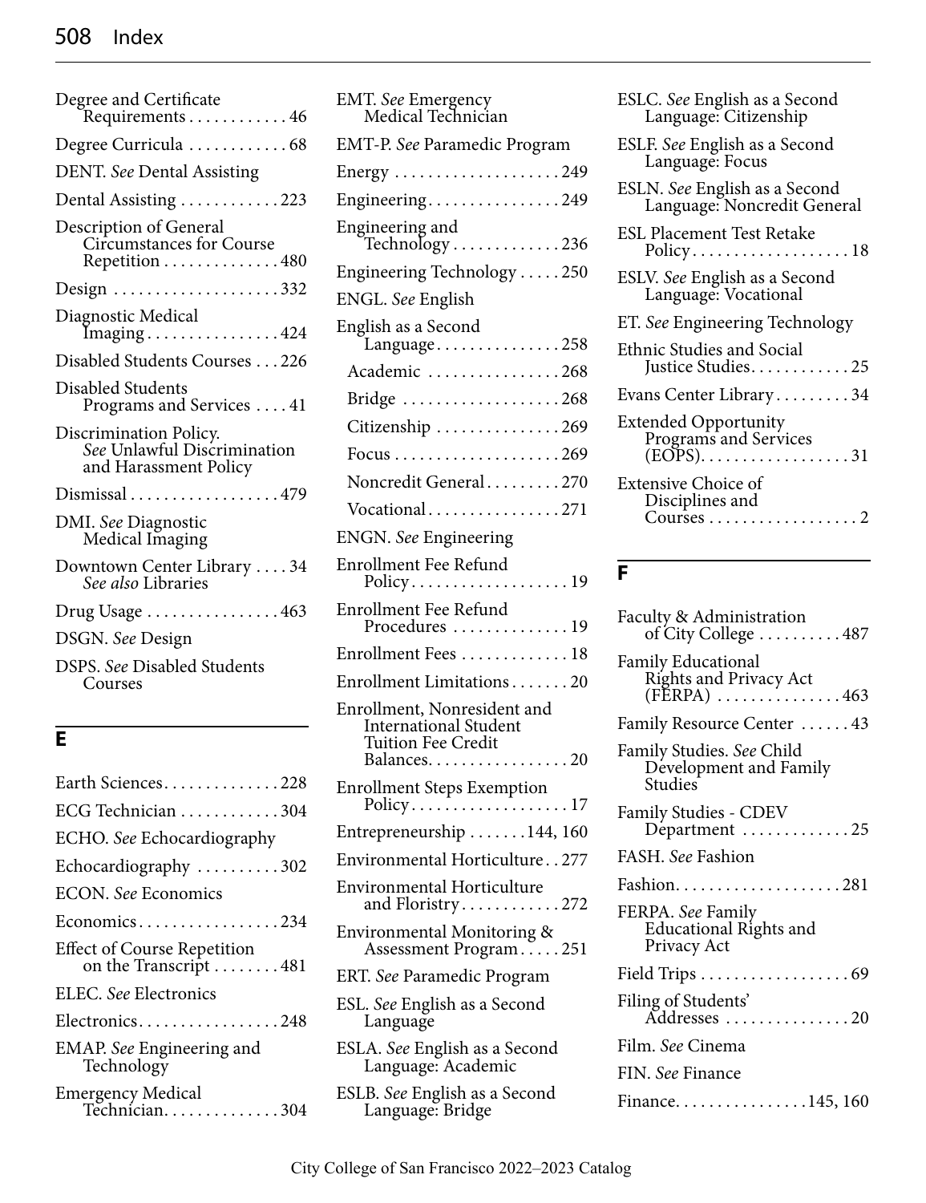Degree and Certificate Requirements . . . . . . . . . . . . 46

Degree Curricula . . . . . . . . . . . . 68

DENT. *See* Dental Assisting

Dental Assisting . . . . . . . . . . . . 223

Description of General Circumstances for Course Repetition . . . . . . . . . . . . . . 480

Design . . . . . . . . . . . . . . . . . . . . 332

Diagnostic Medical Imaging . . . . . . . . . . . . . . . . 424

Disabled Students Courses . . . 226

Disabled Students Programs and Services . . . . 41

Discrimination Policy. *See* Unlawful Discrimination and Harassment Policy

Dismissal . . . . . . . . . . . . . . . . . . 479

DMI. *See* Diagnostic Medical Imaging

Downtown Center Library . . . . 34
*See also* Libraries

Drug Usage . . . . . . . . . . . . . . . . 463

DSGN. *See* Design

DSPS. *See* Disabled Students Courses

## E

Earth Sciences . . . . . . . . . . . . . . 228

ECG Technician . . . . . . . . . . . . 304

ECHO. *See* Echocardiography

Echocardiography . . . . . . . . . . 302

ECON. *See* Economics

Economics . . . . . . . . . . . . . . . . . 234

Effect of Course Repetition on the Transcript . . . . . . . . 481

ELEC. *See* Electronics

Electronics . . . . . . . . . . . . . . . . . 248

EMAP. *See* Engineering and Technology

Emergency Medical Technician . . . . . . . . . . . . . . 304

EMT. *See* Emergency Medical Technician

EMT-P. *See* Paramedic Program

Energy . . . . . . . . . . . . . . . . . . . . 249

Engineering . . . . . . . . . . . . . . . . 249

Engineering and Technology . . . . . . . . . . . . . 236

Engineering Technology . . . . . 250

ENGL. *See* English

English as a Second Language . . . . . . . . . . . . . . . 258

- Academic . . . . . . . . . . . . . . . . 268
- Bridge . . . . . . . . . . . . . . . . . . . 268
- Citizenship . . . . . . . . . . . . . . . 269
- Focus . . . . . . . . . . . . . . . . . . . . 269
- Noncredit General . . . . . . . . . 270
- Vocational . . . . . . . . . . . . . . . . 271

ENGN. *See* Engineering

Enrollment Fee Refund Policy . . . . . . . . . . . . . . . . . . . 19

Enrollment Fee Refund Procedures . . . . . . . . . . . . . . 19

Enrollment Fees . . . . . . . . . . . . . 18

Enrollment Limitations . . . . . . . 20

Enrollment, Nonresident and International Student Tuition Fee Credit Balances . . . . . . . . . . . . . . . . . 20

Enrollment Steps Exemption Policy . . . . . . . . . . . . . . . . . . . 17

Entrepreneurship . . . . . . . 144, 160

Environmental Horticulture . . 277

Environmental Horticulture and Floristry . . . . . . . . . . . . 272

Environmental Monitoring & Assessment Program . . . . . 251

ERT. *See* Paramedic Program

ESL. *See* English as a Second Language

ESLA. *See* English as a Second Language: Academic

ESLB. *See* English as a Second Language: Bridge

ESLC. *See* English as a Second Language: Citizenship

ESLF. *See* English as a Second Language: Focus

ESLN. *See* English as a Second Language: Noncredit General

ESL Placement Test Retake Policy . . . . . . . . . . . . . . . . . . . 18

ESLV. *See* English as a Second Language: Vocational

ET. *See* Engineering Technology

Ethnic Studies and Social Justice Studies . . . . . . . . . . . . 25

Evans Center Library . . . . . . . . . 34

Extended Opportunity Programs and Services (EOPS) . . . . . . . . . . . . . . . . . . 31

Extensive Choice of Disciplines and Courses . . . . . . . . . . . . . . . . . . 2

## F

Faculty & Administration of City College . . . . . . . . . . 487

Family Educational Rights and Privacy Act (FERPA) . . . . . . . . . . . . . . . 463

Family Resource Center . . . . . . 43

Family Studies. *See* Child Development and Family Studies

Family Studies - CDEV Department . . . . . . . . . . . . . 25

FASH. *See* Fashion

Fashion . . . . . . . . . . . . . . . . . . . . 281

FERPA. *See* Family Educational Rights and Privacy Act

Field Trips . . . . . . . . . . . . . . . . . . 69

Filing of Students' Addresses . . . . . . . . . . . . . . . 20

Film. *See* Cinema

FIN. *See* Finance

Finance . . . . . . . . . . . . . . . . 145, 160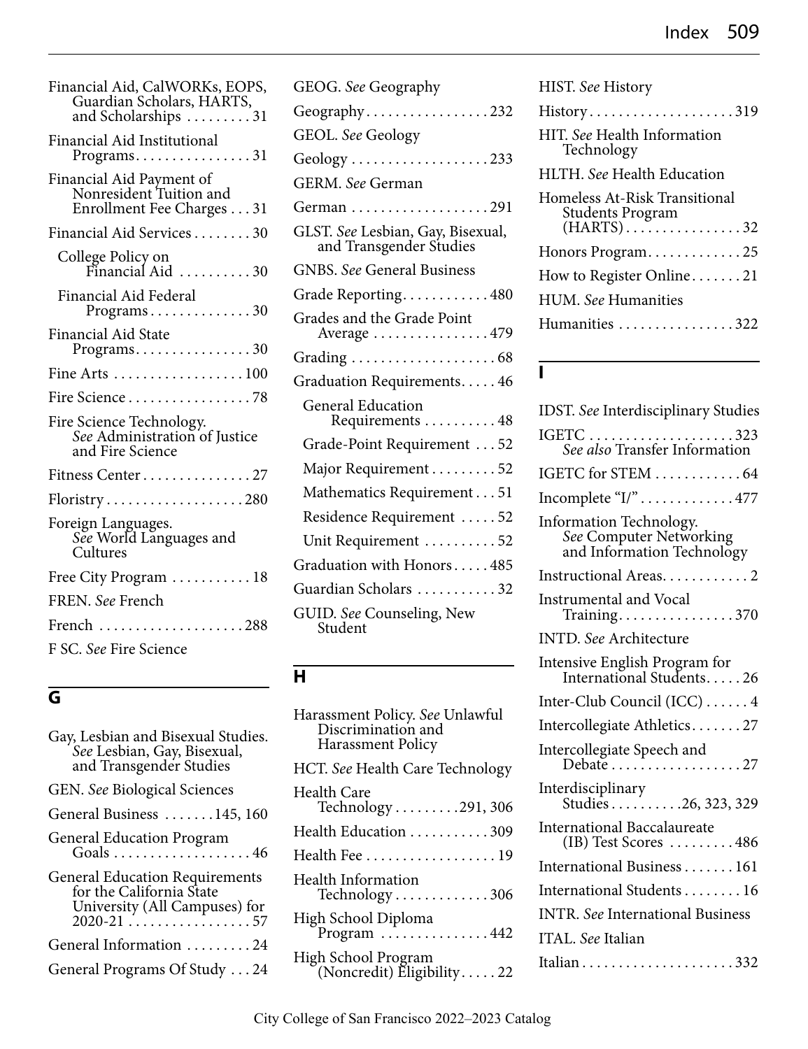Financial Aid, CalWORKs, EOPS, Guardian Scholars, HARTS, and Scholarships . . . . . . . . . 31

Financial Aid Institutional Programs . . . . . . . . . . . . . . . . 31

Financial Aid Payment of Nonresident Tuition and Enrollment Fee Charges . . . 31

Financial Aid Services . . . . . . . . 30

- College Policy on Financial Aid . . . . . . . . . . 30
- Financial Aid Federal Programs . . . . . . . . . . . . . . 30

Financial Aid State Programs . . . . . . . . . . . . . . . . 30

Fine Arts . . . . . . . . . . . . . . . . . . 100

Fire Science . . . . . . . . . . . . . . . . . 78

Fire Science Technology. *See* Administration of Justice and Fire Science

Fitness Center . . . . . . . . . . . . . . . 27

Floristry . . . . . . . . . . . . . . . . . . . 280

Foreign Languages. *See* World Languages and Cultures

Free City Program . . . . . . . . . . . 18

FREN. *See* French

French . . . . . . . . . . . . . . . . . . . . 288

F SC. *See* Fire Science

## G

Gay, Lesbian and Bisexual Studies. *See* Lesbian, Gay, Bisexual, and Transgender Studies

GEN. *See* Biological Sciences

General Business . . . . . . . 145, 160

General Education Program Goals . . . . . . . . . . . . . . . . . . . 46

General Education Requirements for the California State University (All Campuses) for 2020-21 . . . . . . . . . . . . . . . . . 57

General Information . . . . . . . . . 24

General Programs Of Study . . . 24

GEOG. *See* Geography

Geography . . . . . . . . . . . . . . . . . 232

GEOL. *See* Geology

Geology . . . . . . . . . . . . . . . . . . . 233

GERM. *See* German

German . . . . . . . . . . . . . . . . . . . 291

GLST. *See* Lesbian, Gay, Bisexual, and Transgender Studies

GNBS. *See* General Business

Grade Reporting . . . . . . . . . . . . 480

Grades and the Grade Point Average . . . . . . . . . . . . . . . . 479

Grading . . . . . . . . . . . . . . . . . . . . 68

Graduation Requirements . . . . . 46

- General Education Requirements . . . . . . . . . . 48
- Grade-Point Requirement . . . 52
- Major Requirement . . . . . . . . . 52
- Mathematics Requirement . . . 51
- Residence Requirement . . . . . 52
- Unit Requirement . . . . . . . . . . 52

Graduation with Honors . . . . . 485

Guardian Scholars . . . . . . . . . . . 32

GUID. *See* Counseling, New Student

## H

Harassment Policy. *See* Unlawful Discrimination and Harassment Policy

HCT. *See* Health Care Technology

Health Care Technology . . . . . . . . . 291, 306

Health Education . . . . . . . . . . . 309

Health Fee . . . . . . . . . . . . . . . . . . 19

Health Information Technology . . . . . . . . . . . . . 306

High School Diploma Program . . . . . . . . . . . . . . . 442

High School Program (Noncredit) Eligibility . . . . . 22

HIST. *See* History

History . . . . . . . . . . . . . . . . . . . . 319

HIT. *See* Health Information Technology

HLTH. *See* Health Education

Homeless At-Risk Transitional Students Program (HARTS) . . . . . . . . . . . . . . . . 32

Honors Program . . . . . . . . . . . . . 25

How to Register Online . . . . . . . 21

HUM. *See* Humanities

Humanities . . . . . . . . . . . . . . . . 322

## I

IDST. *See* Interdisciplinary Studies

IGETC . . . . . . . . . . . . . . . . . . . . 323
*See also* Transfer Information

IGETC for STEM . . . . . . . . . . . . 64

Incomplete "I/" . . . . . . . . . . . . . 477

Information Technology. *See* Computer Networking and Information Technology

Instructional Areas . . . . . . . . . . . . 2

Instrumental and Vocal Training . . . . . . . . . . . . . . . . 370

INTD. *See* Architecture

Intensive English Program for International Students . . . . . 26

Inter-Club Council (ICC) . . . . . . 4

Intercollegiate Athletics . . . . . . . 27

Intercollegiate Speech and Debate . . . . . . . . . . . . . . . . . . 27

Interdisciplinary Studies . . . . . . . . . . 26, 323, 329

International Baccalaureate (IB) Test Scores . . . . . . . . . 486

International Business . . . . . . . 161

International Students . . . . . . . . 16

INTR. *See* International Business

ITAL. *See* Italian

Italian . . . . . . . . . . . . . . . . . . . . . 332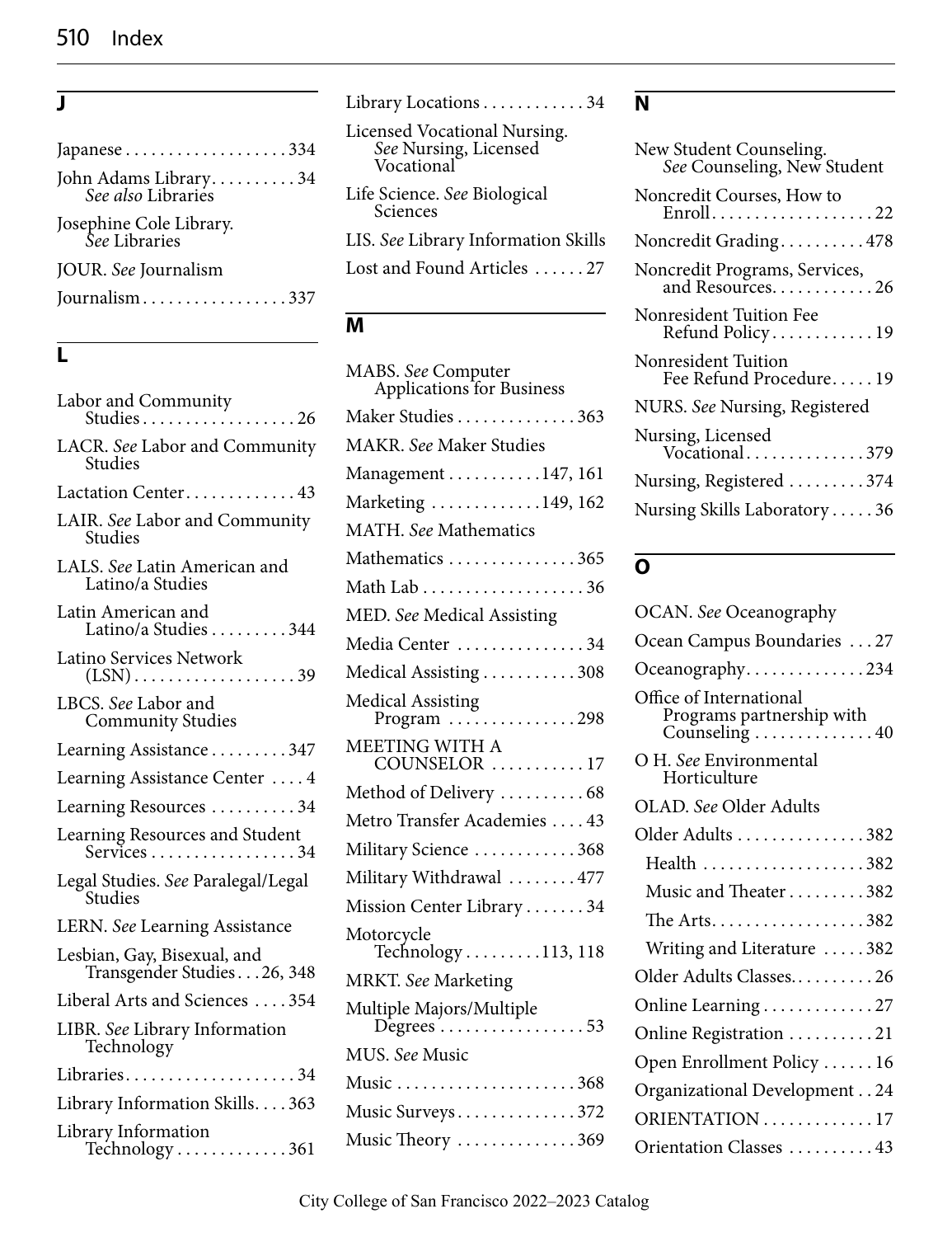## J

Japanese . . . . . . . . . . . . . . . . . . . 334

John Adams Library. . . . . . . . . . 34
*See also* Libraries

Josephine Cole Library.
*See* Libraries

JOUR. *See* Journalism

Journalism . . . . . . . . . . . . . . . . . 337

## L

Labor and Community Studies . . . . . . . . . . . . . . . . . . 26

LACR. *See* Labor and Community Studies

Lactation Center. . . . . . . . . . . . . 43

LAIR. *See* Labor and Community Studies

LALS. *See* Latin American and Latino/a Studies

Latin American and Latino/a Studies . . . . . . . . . 344

Latino Services Network (LSN) . . . . . . . . . . . . . . . . . . . 39

LBCS. *See* Labor and Community Studies

Learning Assistance . . . . . . . . . 347

Learning Assistance Center . . . . 4

Learning Resources . . . . . . . . . . 34

Learning Resources and Student Services . . . . . . . . . . . . . . . . . 34

Legal Studies. *See* Paralegal/Legal Studies

LERN. *See* Learning Assistance

Lesbian, Gay, Bisexual, and Transgender Studies . . . 26, 348

Liberal Arts and Sciences . . . . 354

LIBR. *See* Library Information Technology

Libraries. . . . . . . . . . . . . . . . . . . . 34

Library Information Skills. . . . 363

Library Information Technology . . . . . . . . . . . . . 361

Library Locations . . . . . . . . . . . . 34

Licensed Vocational Nursing.
*See* Nursing, Licensed Vocational

Life Science. *See* Biological Sciences

LIS. *See* Library Information Skills

Lost and Found Articles . . . . . . 27

## M

MABS. *See* Computer Applications for Business

Maker Studies . . . . . . . . . . . . . . 363

MAKR. *See* Maker Studies

Management . . . . . . . . . . .147, 161

Marketing . . . . . . . . . . . . .149, 162

MATH. *See* Mathematics

Mathematics . . . . . . . . . . . . . . . 365

Math Lab . . . . . . . . . . . . . . . . . . . 36

MED. *See* Medical Assisting

Media Center . . . . . . . . . . . . . . . 34

Medical Assisting . . . . . . . . . . . 308

Medical Assisting Program . . . . . . . . . . . . . . . 298

MEETING WITH A COUNSELOR . . . . . . . . . . . 17

Method of Delivery . . . . . . . . . . 68

Metro Transfer Academies . . . . 43

Military Science . . . . . . . . . . . . 368

Military Withdrawal . . . . . . . . 477

Mission Center Library . . . . . . . 34

Motorcycle Technology . . . . . . . . .113, 118

MRKT. *See* Marketing

Multiple Majors/Multiple Degrees . . . . . . . . . . . . . . . . . 53

MUS. *See* Music

Music . . . . . . . . . . . . . . . . . . . . . 368

Music Surveys . . . . . . . . . . . . . . 372

Music Theory . . . . . . . . . . . . . . 369

## N

New Student Counseling.
*See* Counseling, New Student

Noncredit Courses, How to Enroll . . . . . . . . . . . . . . . . . . . 22

Noncredit Grading . . . . . . . . . . 478

Noncredit Programs, Services, and Resources. . . . . . . . . . . . 26

Nonresident Tuition Fee Refund Policy . . . . . . . . . . . . 19

Nonresident Tuition Fee Refund Procedure. . . . . 19

NURS. *See* Nursing, Registered

Nursing, Licensed Vocational . . . . . . . . . . . . . . 379

Nursing, Registered . . . . . . . . . 374

Nursing Skills Laboratory . . . . . 36

## O

OCAN. *See* Oceanography

Ocean Campus Boundaries . . . 27

Oceanography. . . . . . . . . . . . . . 234

Office of International Programs partnership with Counseling . . . . . . . . . . . . . . 40

O H. *See* Environmental Horticulture

OLAD. *See* Older Adults

Older Adults . . . . . . . . . . . . . . . 382

- Health . . . . . . . . . . . . . . . . . . . 382
- Music and Theater . . . . . . . . . 382
- The Arts. . . . . . . . . . . . . . . . . . 382
- Writing and Literature . . . . . 382

Older Adults Classes. . . . . . . . . . 26

Online Learning . . . . . . . . . . . . . 27

Online Registration . . . . . . . . . . 21

Open Enrollment Policy . . . . . . 16

Organizational Development . . 24

ORIENTATION . . . . . . . . . . . . . 17

Orientation Classes . . . . . . . . . . 43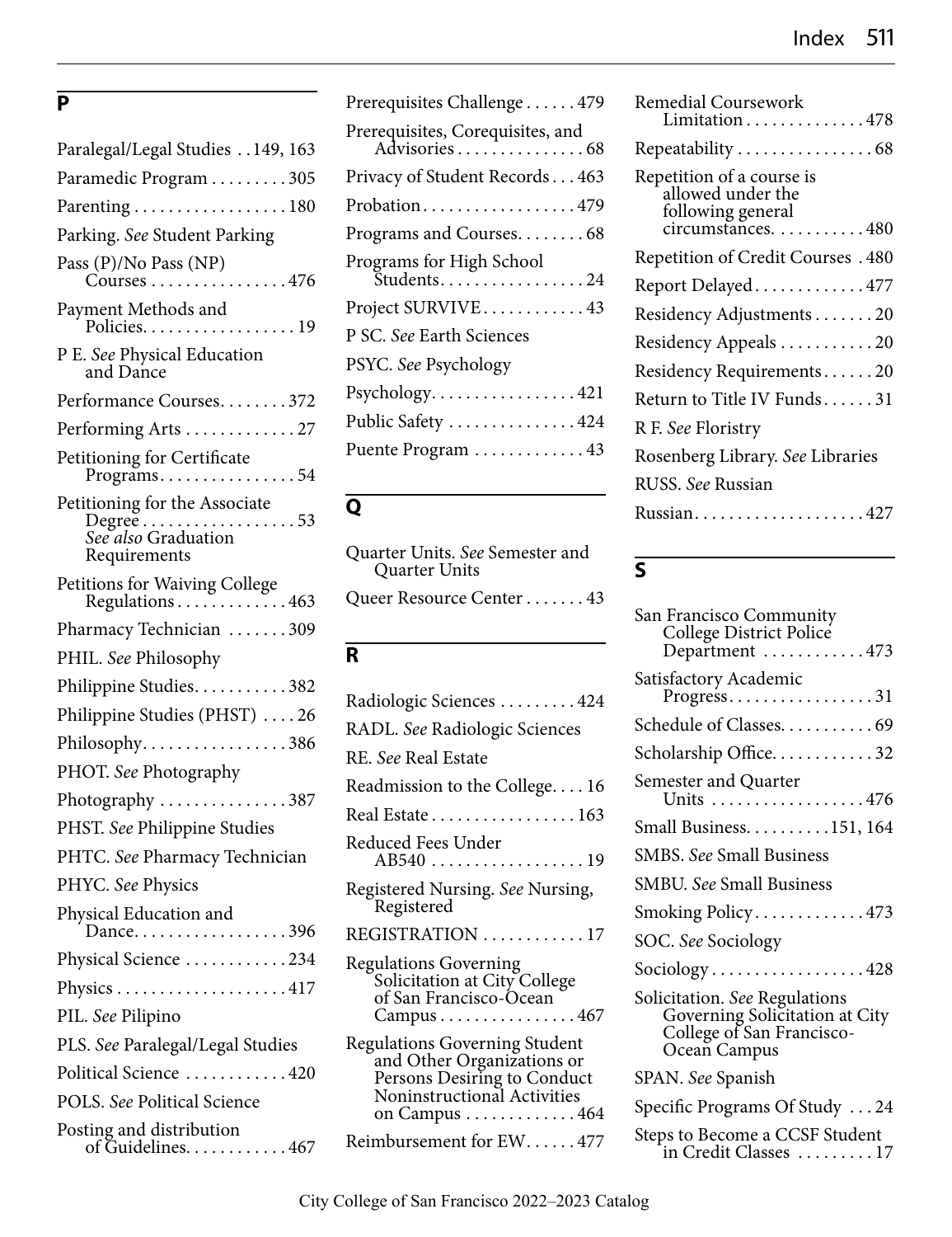## P

Paralegal/Legal Studies . . 149, 163

Paramedic Program . . . . . . . . . 305

Parenting . . . . . . . . . . . . . . . . . . 180

Parking. *See* Student Parking

Pass (P)/No Pass (NP) Courses . . . . . . . . . . . . . . . . 476

Payment Methods and Policies. . . . . . . . . . . . . . . . . . 19

P E. *See* Physical Education and Dance

Performance Courses. . . . . . . . 372

Performing Arts . . . . . . . . . . . . . 27

Petitioning for Certificate Programs. . . . . . . . . . . . . . . . 54

Petitioning for the Associate Degree . . . . . . . . . . . . . . . . . . 53
*See also* Graduation Requirements

Petitions for Waiving College Regulations . . . . . . . . . . . . . 463

Pharmacy Technician . . . . . . . 309

PHIL. *See* Philosophy

Philippine Studies. . . . . . . . . . . 382

Philippine Studies (PHST) . . . . 26

Philosophy. . . . . . . . . . . . . . . . . 386

PHOT. *See* Photography

Photography . . . . . . . . . . . . . . . 387

PHST. *See* Philippine Studies

PHTC. *See* Pharmacy Technician

PHYC. *See* Physics

Physical Education and Dance. . . . . . . . . . . . . . . . . . 396

Physical Science . . . . . . . . . . . . 234

Physics . . . . . . . . . . . . . . . . . . . . 417

PIL. *See* Pilipino

PLS. *See* Paralegal/Legal Studies

Political Science . . . . . . . . . . . . 420

POLS. *See* Political Science

Posting and distribution of Guidelines. . . . . . . . . . . . 467

Prerequisites Challenge . . . . . . 479

Prerequisites, Corequisites, and Advisories . . . . . . . . . . . . . . . 68

Privacy of Student Records . . . 463

Probation . . . . . . . . . . . . . . . . . . 479

Programs and Courses. . . . . . . . 68

Programs for High School Students. . . . . . . . . . . . . . . . . 24

Project SURVIVE . . . . . . . . . . . . 43

P SC. *See* Earth Sciences

PSYC. *See* Psychology

Psychology. . . . . . . . . . . . . . . . . 421

Public Safety . . . . . . . . . . . . . . . 424

Puente Program . . . . . . . . . . . . . 43

## Q

Quarter Units. *See* Semester and Quarter Units

Queer Resource Center . . . . . . . 43

## R

Radiologic Sciences . . . . . . . . . 424

RADL. *See* Radiologic Sciences

RE. *See* Real Estate

Readmission to the College. . . . 16

Real Estate . . . . . . . . . . . . . . . . . 163

Reduced Fees Under AB540 . . . . . . . . . . . . . . . . . . 19

Registered Nursing. *See* Nursing, Registered

REGISTRATION . . . . . . . . . . . . 17

Regulations Governing Solicitation at City College of San Francisco-Ocean Campus . . . . . . . . . . . . . . . . 467

Regulations Governing Student and Other Organizations or Persons Desiring to Conduct Noninstructional Activities on Campus . . . . . . . . . . . . . 464

Reimbursement for EW. . . . . . 477

Remedial Coursework Limitation . . . . . . . . . . . . . . 478

Repeatability . . . . . . . . . . . . . . . . 68

Repetition of a course is allowed under the following general circumstances. . . . . . . . . . . 480

Repetition of Credit Courses . 480

Report Delayed. . . . . . . . . . . . . 477

Residency Adjustments . . . . . . . 20

Residency Appeals . . . . . . . . . . . 20

Residency Requirements . . . . . . 20

Return to Title IV Funds . . . . . . 31

R F. *See* Floristry

Rosenberg Library. *See* Libraries

RUSS. *See* Russian

Russian. . . . . . . . . . . . . . . . . . . . 427

## S

San Francisco Community College District Police Department . . . . . . . . . . . . 473

Satisfactory Academic Progress. . . . . . . . . . . . . . . . . 31

Schedule of Classes. . . . . . . . . . . 69

Scholarship Office. . . . . . . . . . . . 32

Semester and Quarter Units . . . . . . . . . . . . . . . . . . 476

Small Business. . . . . . . . . .151, 164

SMBS. *See* Small Business

SMBU. *See* Small Business

Smoking Policy. . . . . . . . . . . . . 473

SOC. *See* Sociology

Sociology . . . . . . . . . . . . . . . . . . 428

Solicitation. *See* Regulations Governing Solicitation at City College of San Francisco-Ocean Campus

SPAN. *See* Spanish

Specific Programs Of Study . . . 24

Steps to Become a CCSF Student in Credit Classes . . . . . . . . . 17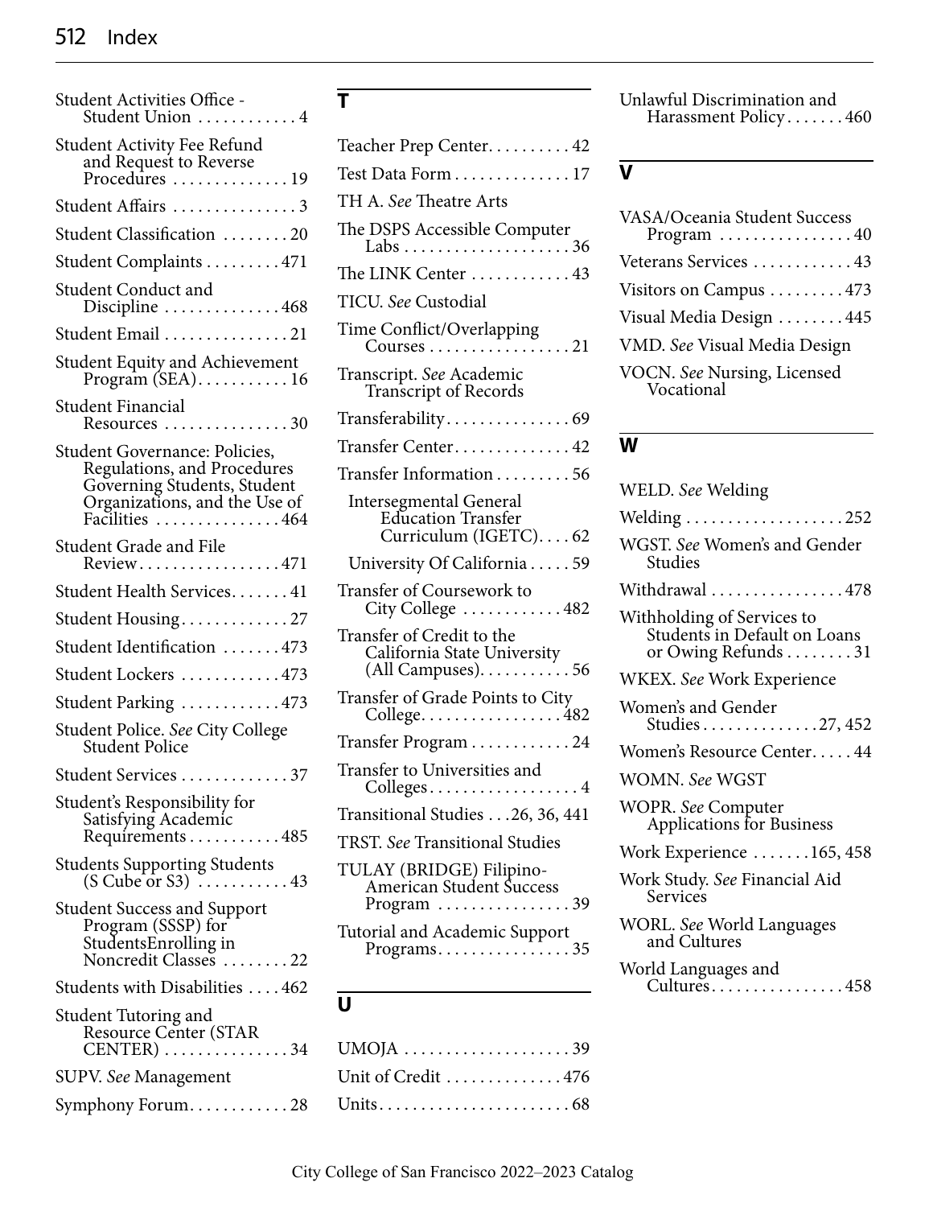Student Activities Office - Student Union . . . . . . . . . . . . 4

Student Activity Fee Refund and Request to Reverse Procedures . . . . . . . . . . . . . . 19

Student Affairs . . . . . . . . . . . . . . . 3

Student Classification . . . . . . . . 20

Student Complaints . . . . . . . . . 471

Student Conduct and Discipline . . . . . . . . . . . . . . 468

Student Email . . . . . . . . . . . . . . . 21

Student Equity and Achievement Program (SEA) . . . . . . . . . . . 16

Student Financial Resources . . . . . . . . . . . . . . . 30

Student Governance: Policies, Regulations, and Procedures Governing Students, Student Organizations, and the Use of Facilities . . . . . . . . . . . . . . . 464

Student Grade and File Review . . . . . . . . . . . . . . . . . 471

Student Health Services . . . . . . . 41

Student Housing . . . . . . . . . . . . . 27

Student Identification . . . . . . . 473

Student Lockers . . . . . . . . . . . . 473

Student Parking . . . . . . . . . . . . 473

Student Police. *See* City College Student Police

Student Services . . . . . . . . . . . . . 37

Student's Responsibility for Satisfying Academic Requirements . . . . . . . . . . . 485

Students Supporting Students (S Cube or S3) . . . . . . . . . . . 43

Student Success and Support Program (SSSP) for StudentsEnrolling in Noncredit Classes . . . . . . . . 22

Students with Disabilities . . . . 462

Student Tutoring and Resource Center (STAR CENTER) . . . . . . . . . . . . . . . 34

SUPV. *See* Management

Symphony Forum . . . . . . . . . . . . 28

## T

Teacher Prep Center . . . . . . . . . . 42

Test Data Form . . . . . . . . . . . . . . 17

TH A. *See* Theatre Arts

The DSPS Accessible Computer Labs . . . . . . . . . . . . . . . . . . . . 36

The LINK Center . . . . . . . . . . . . 43

TICU. *See* Custodial

Time Conflict/Overlapping Courses . . . . . . . . . . . . . . . . . 21

Transcript. *See* Academic Transcript of Records

Transferability . . . . . . . . . . . . . . . 69

Transfer Center . . . . . . . . . . . . . . 42

Transfer Information . . . . . . . . . 56

- Intersegmental General Education Transfer Curriculum (IGETC) . . . . 62
- University Of California . . . . . 59

Transfer of Coursework to City College . . . . . . . . . . . . 482

Transfer of Credit to the California State University (All Campuses) . . . . . . . . . . . 56

Transfer of Grade Points to City College . . . . . . . . . . . . . . . . . 482

Transfer Program . . . . . . . . . . . . 24

Transfer to Universities and Colleges . . . . . . . . . . . . . . . . . . 4

Transitional Studies . . . 26, 36, 441

TRST. *See* Transitional Studies

TULAY (BRIDGE) Filipino-American Student Success Program . . . . . . . . . . . . . . . . 39

Tutorial and Academic Support Programs . . . . . . . . . . . . . . . . 35

## U

UMOJA . . . . . . . . . . . . . . . . . . . . 39

Unit of Credit . . . . . . . . . . . . . . 476

Units . . . . . . . . . . . . . . . . . . . . . . . 68

Unlawful Discrimination and Harassment Policy . . . . . . . 460

## V

VASA/Oceania Student Success Program . . . . . . . . . . . . . . . . 40

Veterans Services . . . . . . . . . . . . 43

Visitors on Campus . . . . . . . . . 473

Visual Media Design . . . . . . . . 445

VMD. *See* Visual Media Design

VOCN. *See* Nursing, Licensed Vocational

## W

WELD. *See* Welding

Welding . . . . . . . . . . . . . . . . . . . 252

WGST. *See* Women's and Gender Studies

Withdrawal . . . . . . . . . . . . . . . . 478

Withholding of Services to Students in Default on Loans or Owing Refunds . . . . . . . . 31

WKEX. *See* Work Experience

Women's and Gender Studies . . . . . . . . . . . . . . 27, 452

Women's Resource Center . . . . . 44

WOMN. *See* WGST

WOPR. *See* Computer Applications for Business

Work Experience . . . . . . . 165, 458

Work Study. *See* Financial Aid Services

WORL. *See* World Languages and Cultures

World Languages and Cultures . . . . . . . . . . . . . . . . 458